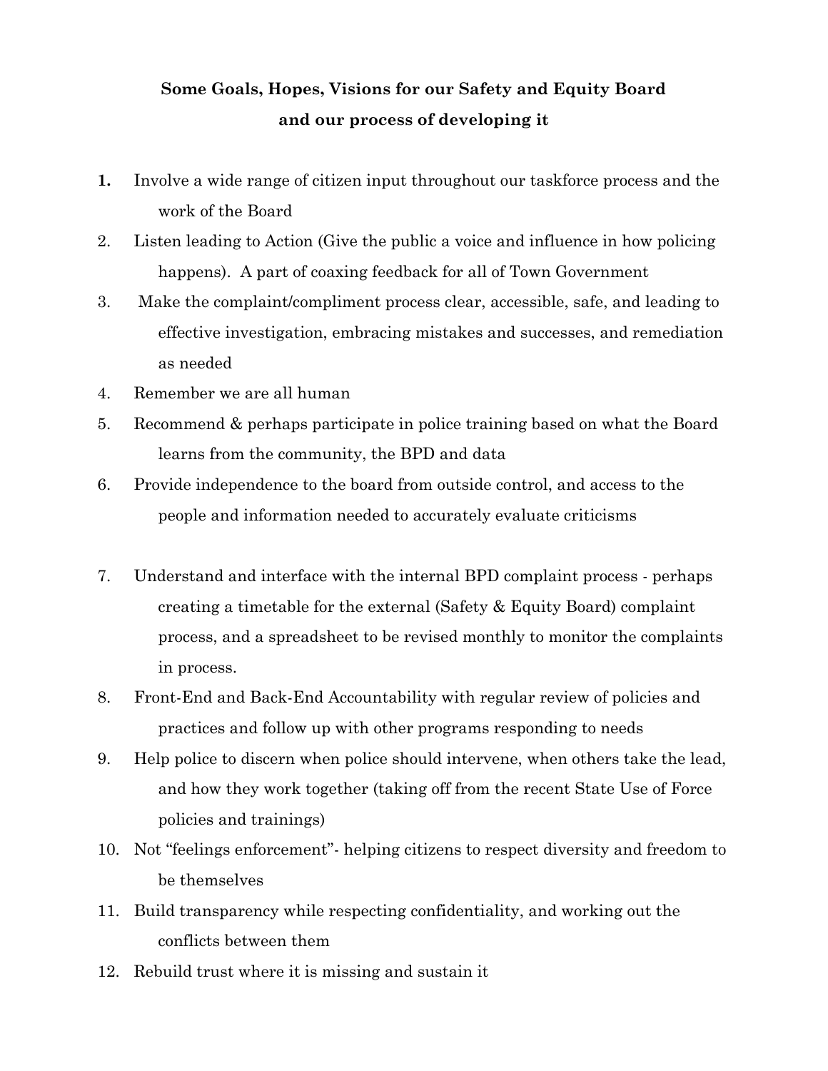**Some Goals, Hopes, Visions for our Safety and Equity Board**
**and our process of developing it**

1. Involve a wide range of citizen input throughout our taskforce process and the work of the Board
2. Listen leading to Action (Give the public a voice and influence in how policing happens). A part of coaxing feedback for all of Town Government
3. Make the complaint/compliment process clear, accessible, safe, and leading to effective investigation, embracing mistakes and successes, and remediation as needed
4. Remember we are all human
5. Recommend & perhaps participate in police training based on what the Board learns from the community, the BPD and data
6. Provide independence to the board from outside control, and access to the people and information needed to accurately evaluate criticisms
7. Understand and interface with the internal BPD complaint process - perhaps creating a timetable for the external (Safety & Equity Board) complaint process, and a spreadsheet to be revised monthly to monitor the complaints in process.
8. Front-End and Back-End Accountability with regular review of policies and practices and follow up with other programs responding to needs
9. Help police to discern when police should intervene, when others take the lead, and how they work together (taking off from the recent State Use of Force policies and trainings)
10. Not "feelings enforcement"- helping citizens to respect diversity and freedom to be themselves
11. Build transparency while respecting confidentiality, and working out the conflicts between them
12. Rebuild trust where it is missing and sustain it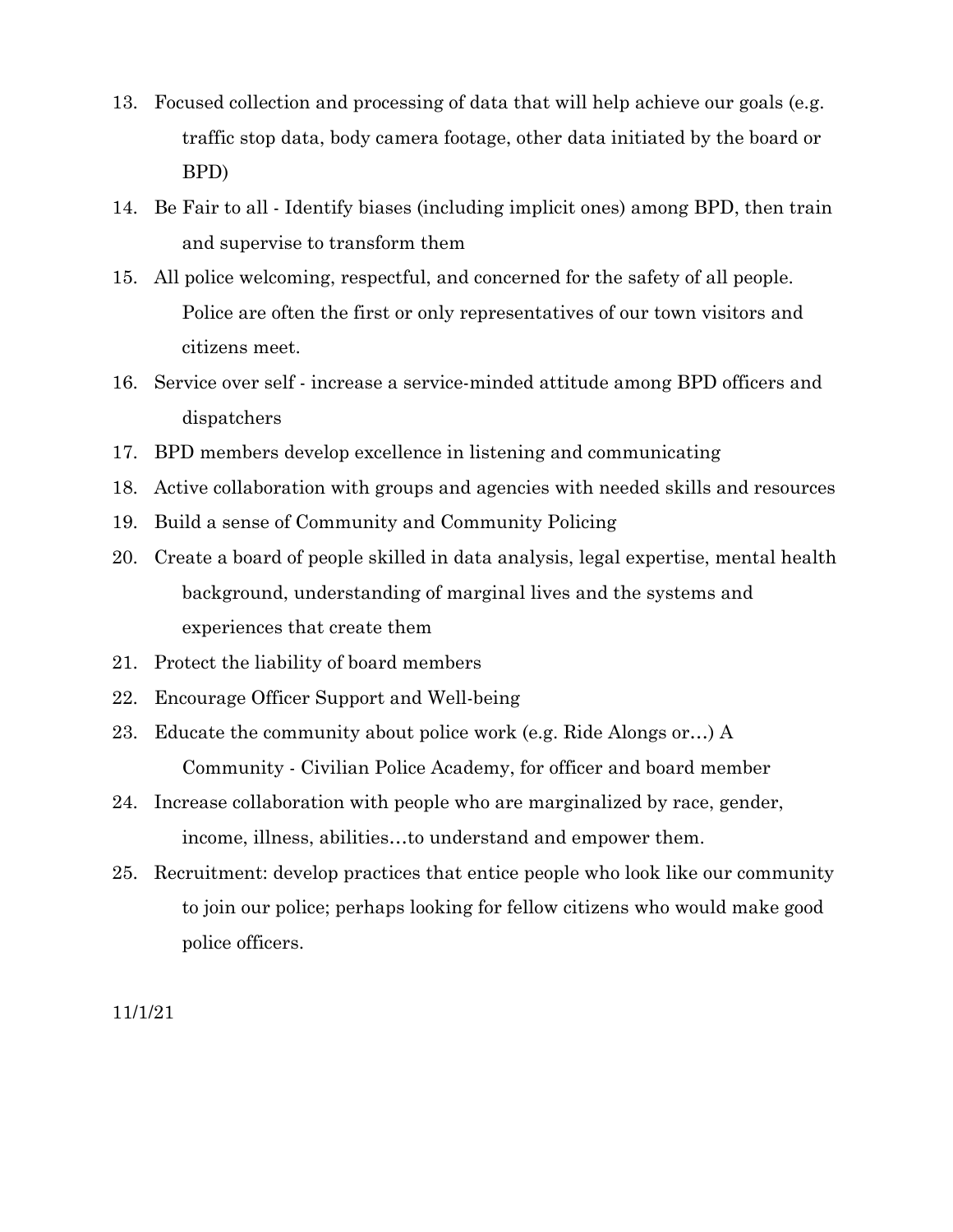13. Focused collection and processing of data that will help achieve our goals (e.g. traffic stop data, body camera footage, other data initiated by the board or BPD)
14. Be Fair to all - Identify biases (including implicit ones) among BPD, then train and supervise to transform them
15. All police welcoming, respectful, and concerned for the safety of all people. Police are often the first or only representatives of our town visitors and citizens meet.
16. Service over self - increase a service-minded attitude among BPD officers and dispatchers
17. BPD members develop excellence in listening and communicating
18. Active collaboration with groups and agencies with needed skills and resources
19. Build a sense of Community and Community Policing
20. Create a board of people skilled in data analysis, legal expertise, mental health background, understanding of marginal lives and the systems and experiences that create them
21. Protect the liability of board members
22. Encourage Officer Support and Well-being
23. Educate the community about police work (e.g. Ride Alongs or…) A Community - Civilian Police Academy, for officer and board member
24. Increase collaboration with people who are marginalized by race, gender, income, illness, abilities…to understand and empower them.
25. Recruitment: develop practices that entice people who look like our community to join our police; perhaps looking for fellow citizens who would make good police officers.

11/1/21